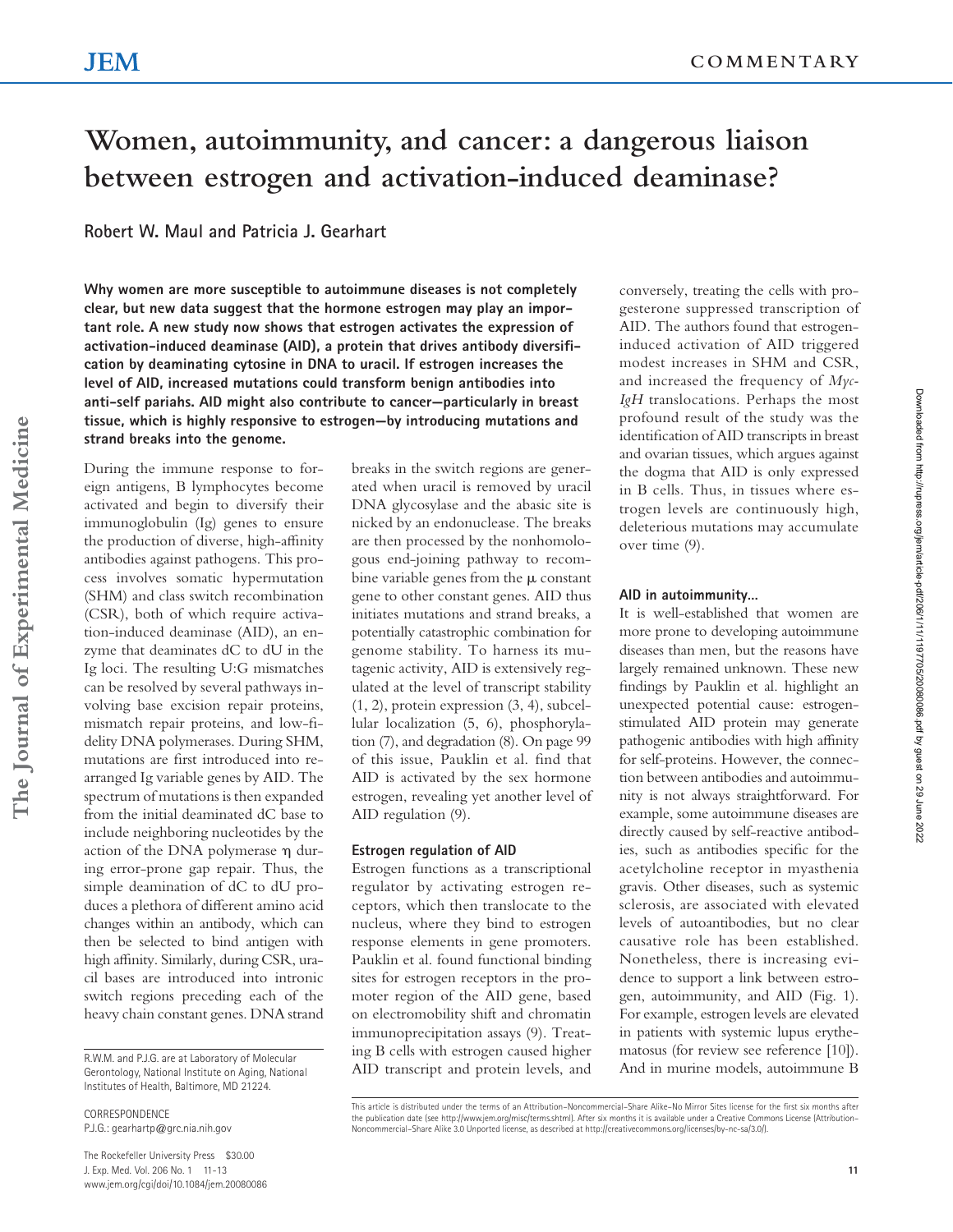# Women, autoimmunity, and cancer: a dangerous liaison between estrogen and activation-induced deaminase?

**Robert W. Maul and Patricia J. Gearhart**

**Why women are more susceptible to autoimmune diseases is not completely clear, but new data suggest that the hormone estrogen may play an important role. A new study now shows that estrogen activates the expression of activation-induced deaminase (AID), a protein that drives antibody diversification by deaminating cytosine in DNA to uracil. If estrogen increases the level of AID, increased mutations could transform benign antibodies into anti-self pariahs. AID might also contribute to cancer—particularly in breast tissue, which is highly responsive to estrogen—by introducing mutations and strand breaks into the genome.**

During the immune response to foreign antigens, B lymphocytes become activated and begin to diversify their immunoglobulin (Ig) genes to ensure the production of diverse, high-affinity antibodies against pathogens. This process involves somatic hypermutation (SHM) and class switch recombination (CSR), both of which require activation-induced deaminase (AID), an enzyme that deaminates dC to dU in the Ig loci. The resulting U:G mismatches can be resolved by several pathways involving base excision repair proteins, mismatch repair proteins, and low-fidelity DNA polymerases. During SHM, mutations are first introduced into rearranged Ig variable genes by AID. The spectrum of mutations is then expanded from the initial deaminated dC base to include neighboring nucleotides by the action of the DNA polymerase η during error-prone gap repair. Thus, the simple deamination of dC to dU produces a plethora of different amino acid changes within an antibody, which can then be selected to bind antigen with high affinity. Similarly, during CSR, uracil bases are introduced into intronic switch regions preceding each of the heavy chain constant genes. DNA strand breaks in the switch regions are generated when uracil is removed by uracil DNA glycosylase and the abasic site is nicked by an endonuclease. The breaks are then processed by the nonhomologous end-joining pathway to recombine variable genes from the μ constant gene to other constant genes. AID thus initiates mutations and strand breaks, a potentially catastrophic combination for genome stability. To harness its mutagenic activity, AID is extensively regulated at the level of transcript stability (1, 2), protein expression (3, 4), subcellular localization (5, 6), phosphorylation (7), and degradation (8). On page 99 of this issue, Pauklin et al. find that AID is activated by the sex hormone estrogen, revealing yet another level of AID regulation (9).

R.W.M. and P.J.G. are at Laboratory of Molecular Gerontology, National Institute on Aging, National Institutes of Health, Baltimore, MD 21224.

CORRESPONDENCE
P.J.G.: gearhartp@grc.nia.nih.gov

### Estrogen regulation of AID

Estrogen functions as a transcriptional regulator by activating estrogen receptors, which then translocate to the nucleus, where they bind to estrogen response elements in gene promoters. Pauklin et al. found functional binding sites for estrogen receptors in the promoter region of the AID gene, based on electromobility shift and chromatin immunoprecipitation assays (9). Treating B cells with estrogen caused higher AID transcript and protein levels, and conversely, treating the cells with progesterone suppressed transcription of AID. The authors found that estrogen-induced activation of AID triggered modest increases in SHM and CSR, and increased the frequency of *Myc-IgH* translocations. Perhaps the most profound result of the study was the identification of AID transcripts in breast and ovarian tissues, which argues against the dogma that AID is only expressed in B cells. Thus, in tissues where estrogen levels are continuously high, deleterious mutations may accumulate over time (9).

### AID in autoimmunity...

It is well-established that women are more prone to developing autoimmune diseases than men, but the reasons have largely remained unknown. These new findings by Pauklin et al. highlight an unexpected potential cause: estrogen-stimulated AID protein may generate pathogenic antibodies with high affinity for self-proteins. However, the connection between antibodies and autoimmunity is not always straightforward. For example, some autoimmune diseases are directly caused by self-reactive antibodies, such as antibodies specific for the acetylcholine receptor in myasthenia gravis. Other diseases, such as systemic sclerosis, are associated with elevated levels of autoantibodies, but no clear causative role has been established. Nonetheless, there is increasing evidence to support a link between estrogen, autoimmunity, and AID (Fig. 1). For example, estrogen levels are elevated in patients with systemic lupus erythematosus (for review see reference [10]). And in murine models, autoimmune B

This article is distributed under the terms of an Attribution–Noncommercial–Share Alike–No Mirror Sites license for the first six months after the publication date (see http://www.jem.org/misc/terms.shtml). After six months it is available under a Creative Commons License (Attribution–Noncommercial–Share Alike 3.0 Unported license, as described at http://creativecommons.org/licenses/by-nc-sa/3.0/).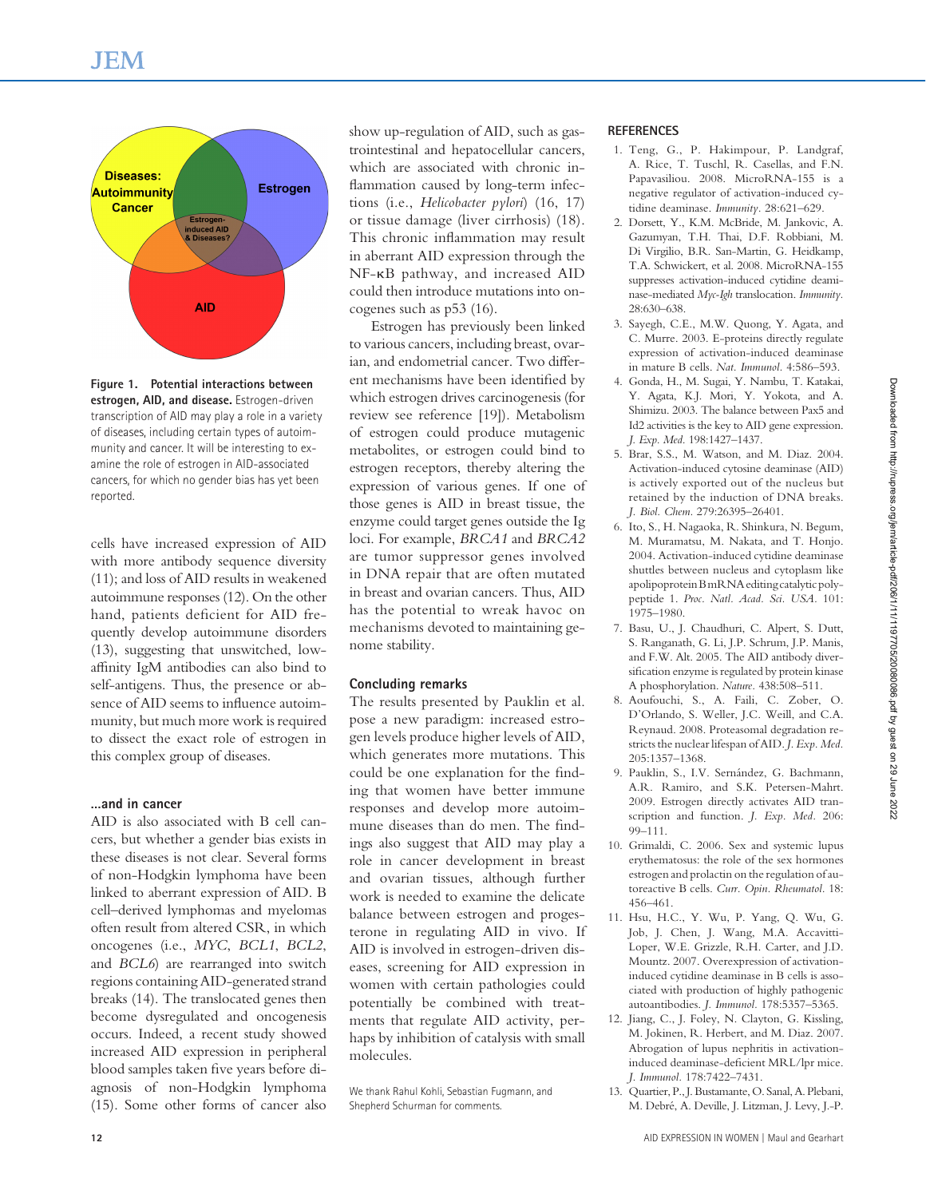**Figure 1. Potential interactions between estrogen, AID, and disease.** Estrogen-driven transcription of AID may play a role in a variety of diseases, including certain types of autoimmunity and cancer. It will be interesting to examine the role of estrogen in AID-associated cancers, for which no gender bias has yet been reported.

cells have increased expression of AID with more antibody sequence diversity (11); and loss of AID results in weakened autoimmune responses (12). On the other hand, patients deficient for AID frequently develop autoimmune disorders (13), suggesting that unswitched, low-affinity IgM antibodies can also bind to self-antigens. Thus, the presence or absence of AID seems to influence autoimmunity, but much more work is required to dissect the exact role of estrogen in this complex group of diseases.

### ...and in cancer

AID is also associated with B cell cancers, but whether a gender bias exists in these diseases is not clear. Several forms of non-Hodgkin lymphoma have been linked to aberrant expression of AID. B cell–derived lymphomas and myelomas often result from altered CSR, in which oncogenes (i.e., *MYC*, *BCL1*, *BCL2*, and *BCL6*) are rearranged into switch regions containing AID-generated strand breaks (14). The translocated genes then become dysregulated and oncogenesis occurs. Indeed, a recent study showed increased AID expression in peripheral blood samples taken five years before diagnosis of non-Hodgkin lymphoma (15). Some other forms of cancer also show up-regulation of AID, such as gastrointestinal and hepatocellular cancers, which are associated with chronic inflammation caused by long-term infections (i.e., *Helicobacter pylori*) (16, 17) or tissue damage (liver cirrhosis) (18). This chronic inflammation may result in aberrant AID expression through the NF-κB pathway, and increased AID could then introduce mutations into oncogenes such as p53 (16).

Estrogen has previously been linked to various cancers, including breast, ovarian, and endometrial cancer. Two different mechanisms have been identified by which estrogen drives carcinogenesis (for review see reference [19]). Metabolism of estrogen could produce mutagenic metabolites, or estrogen could bind to estrogen receptors, thereby altering the expression of various genes. If one of those genes is AID in breast tissue, the enzyme could target genes outside the Ig loci. For example, *BRCA1* and *BRCA2* are tumor suppressor genes involved in DNA repair that are often mutated in breast and ovarian cancers. Thus, AID has the potential to wreak havoc on mechanisms devoted to maintaining genome stability.

### Concluding remarks

The results presented by Pauklin et al. pose a new paradigm: increased estrogen levels produce higher levels of AID, which generates more mutations. This could be one explanation for the finding that women have better immune responses and develop more autoimmune diseases than do men. The findings also suggest that AID may play a role in cancer development in breast and ovarian tissues, although further work is needed to examine the delicate balance between estrogen and progesterone in regulating AID in vivo. If AID is involved in estrogen-driven diseases, screening for AID expression in women with certain pathologies could potentially be combined with treatments that regulate AID activity, perhaps by inhibition of catalysis with small molecules.

We thank Rahul Kohli, Sebastian Fugmann, and Shepherd Schurman for comments.

### REFERENCES

1. Teng, G., P. Hakimpour, P. Landgraf, A. Rice, T. Tuschl, R. Casellas, and F.N. Papavasiliou. 2008. MicroRNA-155 is a negative regulator of activation-induced cytidine deaminase. *Immunity*. 28:621–629.
2. Dorsett, Y., K.M. McBride, M. Jankovic, A. Gazumyan, T.H. Thai, D.F. Robbiani, M. Di Virgilio, B.R. San-Martin, G. Heidkamp, T.A. Schwickert, et al. 2008. MicroRNA-155 suppresses activation-induced cytidine deaminase-mediated *Myc-Igh* translocation. *Immunity*. 28:630–638.
3. Sayegh, C.E., M.W. Quong, Y. Agata, and C. Murre. 2003. E-proteins directly regulate expression of activation-induced deaminase in mature B cells. *Nat. Immunol.* 4:586–593.
4. Gonda, H., M. Sugai, Y. Nambu, T. Katakai, Y. Agata, K.J. Mori, Y. Yokota, and A. Shimizu. 2003. The balance between Pax5 and Id2 activities is the key to AID gene expression. *J. Exp. Med.* 198:1427–1437.
5. Brar, S.S., M. Watson, and M. Diaz. 2004. Activation-induced cytosine deaminase (AID) is actively exported out of the nucleus but retained by the induction of DNA breaks. *J. Biol. Chem.* 279:26395–26401.
6. Ito, S., H. Nagaoka, R. Shinkura, N. Begum, M. Muramatsu, M. Nakata, and T. Honjo. 2004. Activation-induced cytidine deaminase shuttles between nucleus and cytoplasm like apolipoprotein B mRNA editing catalytic polypeptide 1. *Proc. Natl. Acad. Sci. USA*. 101: 1975–1980.
7. Basu, U., J. Chaudhuri, C. Alpert, S. Dutt, S. Ranganath, G. Li, J.P. Schrum, J.P. Manis, and F.W. Alt. 2005. The AID antibody diversification enzyme is regulated by protein kinase A phosphorylation. *Nature*. 438:508–511.
8. Aoufouchi, S., A. Faili, C. Zober, O. D'Orlando, S. Weller, J.C. Weill, and C.A. Reynaud. 2008. Proteasomal degradation restricts the nuclear lifespan of AID. *J. Exp. Med.* 205:1357–1368.
9. Pauklin, S., I.V. Sernández, G. Bachmann, A.R. Ramiro, and S.K. Petersen-Mahrt. 2009. Estrogen directly activates AID transcription and function. *J. Exp. Med.* 206: 99–111.
10. Grimaldi, C. 2006. Sex and systemic lupus erythematosus: the role of the sex hormones estrogen and prolactin on the regulation of autoreactive B cells. *Curr. Opin. Rheumatol.* 18: 456–461.
11. Hsu, H.C., Y. Wu, P. Yang, Q. Wu, G. Job, J. Chen, J. Wang, M.A. Accavitti-Loper, W.E. Grizzle, R.H. Carter, and J.D. Mountz. 2007. Overexpression of activation-induced cytidine deaminase in B cells is associated with production of highly pathogenic autoantibodies. *J. Immunol.* 178:5357–5365.
12. Jiang, C., J. Foley, N. Clayton, G. Kissling, M. Jokinen, R. Herbert, and M. Diaz. 2007. Abrogation of lupus nephritis in activation-induced deaminase-deficient MRL/lpr mice. *J. Immunol.* 178:7422–7431.
13. Quartier, P., J. Bustamante, O. Sanal, A. Plebani, M. Debré, A. Deville, J. Litzman, J. Levy, J.-P.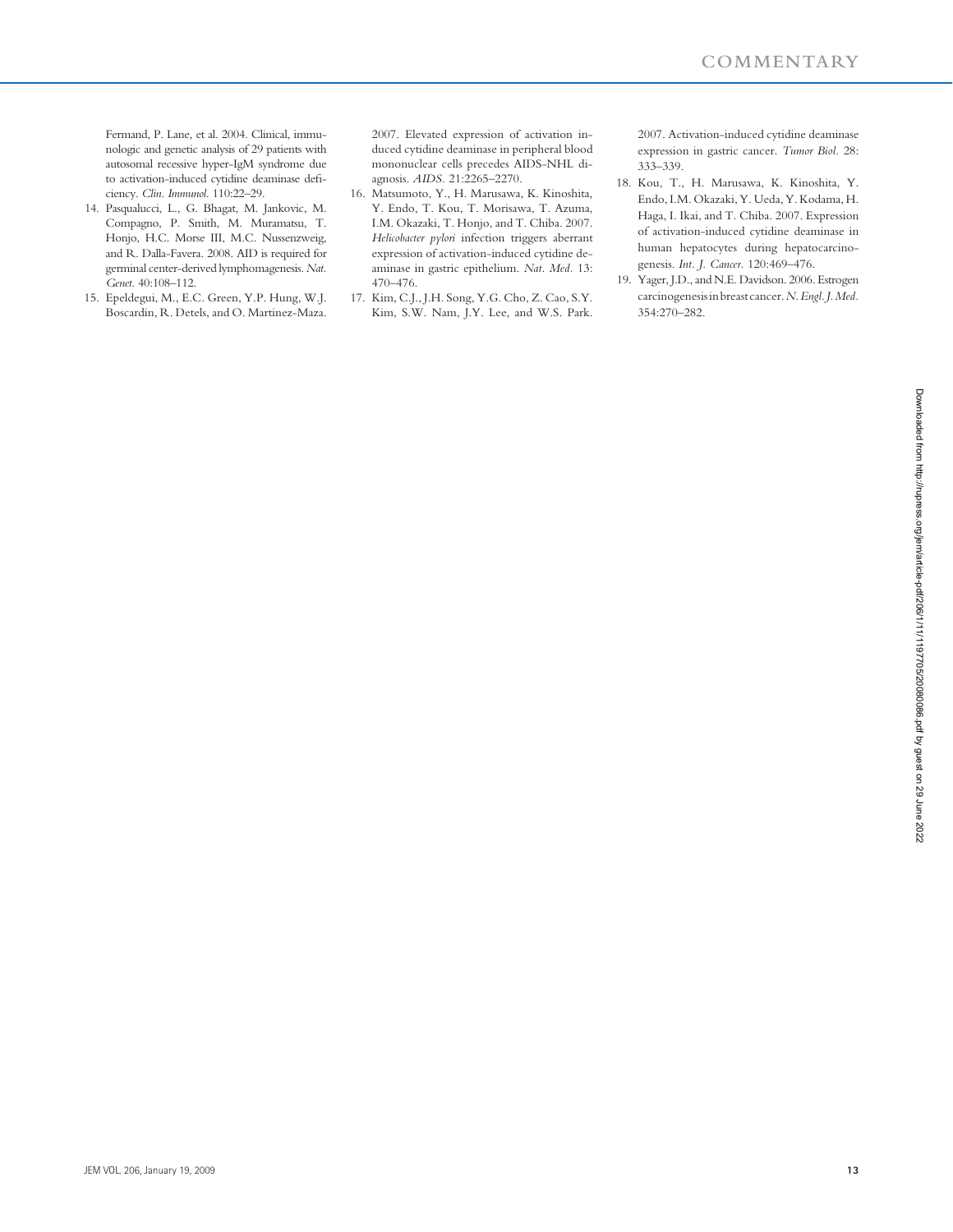Fermand, P. Lane, et al. 2004. Clinical, immunologic and genetic analysis of 29 patients with autosomal recessive hyper-IgM syndrome due to activation-induced cytidine deaminase deficiency. *Clin. Immunol.* 110:22–29.

14. Pasqualucci, L., G. Bhagat, M. Jankovic, M. Compagno, P. Smith, M. Muramatsu, T. Honjo, H.C. Morse III, M.C. Nussenzweig, and R. Dalla-Favera. 2008. AID is required for germinal center-derived lymphomagenesis. *Nat. Genet.* 40:108–112.
15. Epeldegui, M., E.C. Green, Y.P. Hung, W.J. Boscardin, R. Detels, and O. Martinez-Maza. 2007. Elevated expression of activation induced cytidine deaminase in peripheral blood mononuclear cells precedes AIDS-NHL diagnosis. *AIDS.* 21:2265–2270.
16. Matsumoto, Y., H. Marusawa, K. Kinoshita, Y. Endo, T. Kou, T. Morisawa, T. Azuma, I.M. Okazaki, T. Honjo, and T. Chiba. 2007. *Helicobacter pylori* infection triggers aberrant expression of activation-induced cytidine deaminase in gastric epithelium. *Nat. Med.* 13: 470–476.
17. Kim, C.J., J.H. Song, Y.G. Cho, Z. Cao, S.Y. Kim, S.W. Nam, J.Y. Lee, and W.S. Park. 2007. Activation-induced cytidine deaminase expression in gastric cancer. *Tumor Biol.* 28: 333–339.
18. Kou, T., H. Marusawa, K. Kinoshita, Y. Endo, I.M. Okazaki, Y. Ueda, Y. Kodama, H. Haga, I. Ikai, and T. Chiba. 2007. Expression of activation-induced cytidine deaminase in human hepatocytes during hepatocarcinogenesis. *Int. J. Cancer.* 120:469–476.
19. Yager, J.D., and N.E. Davidson. 2006. Estrogen carcinogenesis in breast cancer. *N. Engl. J. Med.* 354:270–282.